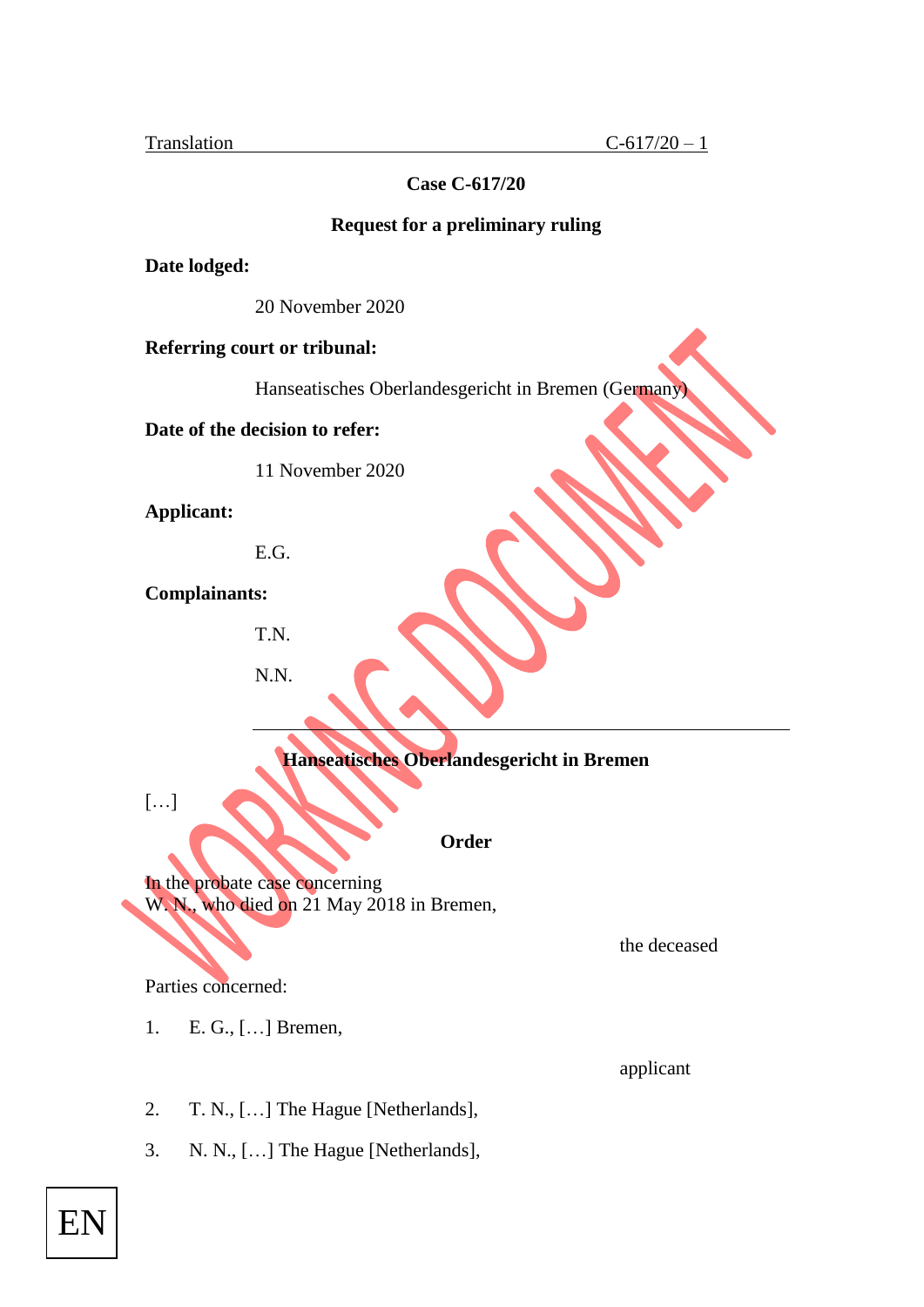Translation C-617/20 – 1

**Case C-617/20**

**Request for a preliminary ruling**

**Date lodged:**

20 November 2020

**Referring court or tribunal:**

Hanseatisches Oberlandesgericht in Bremen (Germany)

**Date of the decision to refer:**

11 November 2020

**Applicant:**

E.G.

**Complainants:**

T.N.

N.N.

---

**Hanseatisches Oberlandesgericht in Bremen**

[…]

**Order**

In the probate case concerning
W. N., who died on 21 May 2018 in Bremen,

the deceased

Parties concerned:

1. E. G., […] Bremen,

applicant

2. T. N., […] The Hague [Netherlands],

3. N. N., […] The Hague [Netherlands],

EN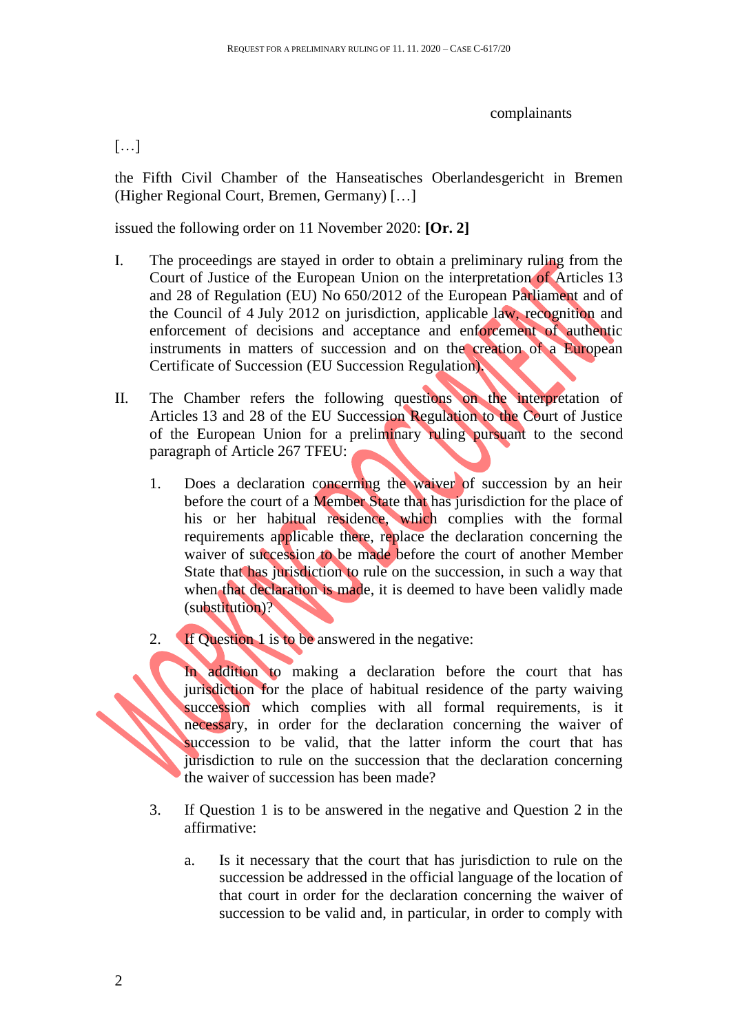complainants

[…]

the Fifth Civil Chamber of the Hanseatisches Oberlandesgericht in Bremen (Higher Regional Court, Bremen, Germany) […]

issued the following order on 11 November 2020: **[Or. 2]**

I. The proceedings are stayed in order to obtain a preliminary ruling from the Court of Justice of the European Union on the interpretation of Articles 13 and 28 of Regulation (EU) No 650/2012 of the European Parliament and of the Council of 4 July 2012 on jurisdiction, applicable law, recognition and enforcement of decisions and acceptance and enforcement of authentic instruments in matters of succession and on the creation of a European Certificate of Succession (EU Succession Regulation).

II. The Chamber refers the following questions on the interpretation of Articles 13 and 28 of the EU Succession Regulation to the Court of Justice of the European Union for a preliminary ruling pursuant to the second paragraph of Article 267 TFEU:

1. Does a declaration concerning the waiver of succession by an heir before the court of a Member State that has jurisdiction for the place of his or her habitual residence, which complies with the formal requirements applicable there, replace the declaration concerning the waiver of succession to be made before the court of another Member State that has jurisdiction to rule on the succession, in such a way that when that declaration is made, it is deemed to have been validly made (substitution)?

2. If Question 1 is to be answered in the negative:

   In addition to making a declaration before the court that has jurisdiction for the place of habitual residence of the party waiving succession which complies with all formal requirements, is it necessary, in order for the declaration concerning the waiver of succession to be valid, that the latter inform the court that has jurisdiction to rule on the succession that the declaration concerning the waiver of succession has been made?

3. If Question 1 is to be answered in the negative and Question 2 in the affirmative:

   a. Is it necessary that the court that has jurisdiction to rule on the succession be addressed in the official language of the location of that court in order for the declaration concerning the waiver of succession to be valid and, in particular, in order to comply with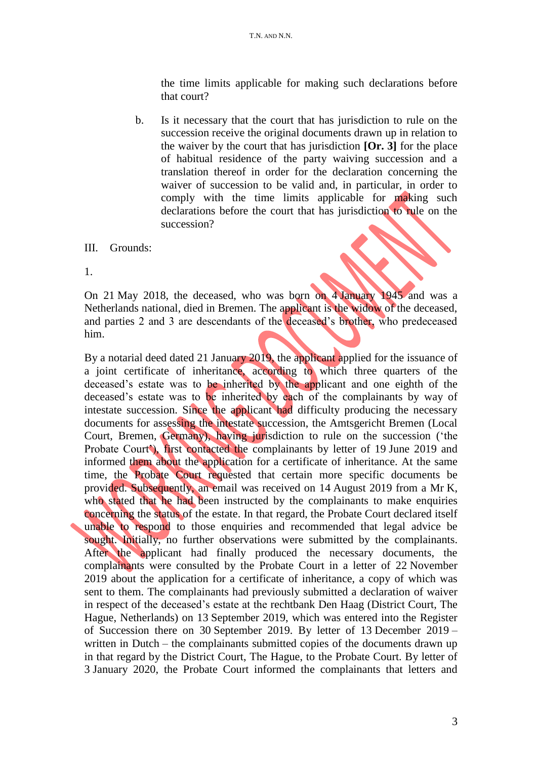the time limits applicable for making such declarations before that court?

b. Is it necessary that the court that has jurisdiction to rule on the succession receive the original documents drawn up in relation to the waiver by the court that has jurisdiction **[Or. 3]** for the place of habitual residence of the party waiving succession and a translation thereof in order for the declaration concerning the waiver of succession to be valid and, in particular, in order to comply with the time limits applicable for making such declarations before the court that has jurisdiction to rule on the succession?

III. Grounds:

1.

On 21 May 2018, the deceased, who was born on 4 January 1945 and was a Netherlands national, died in Bremen. The applicant is the widow of the deceased, and parties 2 and 3 are descendants of the deceased's brother, who predeceased him.

By a notarial deed dated 21 January 2019, the applicant applied for the issuance of a joint certificate of inheritance, according to which three quarters of the deceased's estate was to be inherited by the applicant and one eighth of the deceased's estate was to be inherited by each of the complainants by way of intestate succession. Since the applicant had difficulty producing the necessary documents for assessing the intestate succession, the Amtsgericht Bremen (Local Court, Bremen, Germany), having jurisdiction to rule on the succession ('the Probate Court'), first contacted the complainants by letter of 19 June 2019 and informed them about the application for a certificate of inheritance. At the same time, the Probate Court requested that certain more specific documents be provided. Subsequently, an email was received on 14 August 2019 from a Mr K, who stated that he had been instructed by the complainants to make enquiries concerning the status of the estate. In that regard, the Probate Court declared itself unable to respond to those enquiries and recommended that legal advice be sought. Initially, no further observations were submitted by the complainants. After the applicant had finally produced the necessary documents, the complainants were consulted by the Probate Court in a letter of 22 November 2019 about the application for a certificate of inheritance, a copy of which was sent to them. The complainants had previously submitted a declaration of waiver in respect of the deceased's estate at the rechtbank Den Haag (District Court, The Hague, Netherlands) on 13 September 2019, which was entered into the Register of Succession there on 30 September 2019. By letter of 13 December 2019 – written in Dutch – the complainants submitted copies of the documents drawn up in that regard by the District Court, The Hague, to the Probate Court. By letter of 3 January 2020, the Probate Court informed the complainants that letters and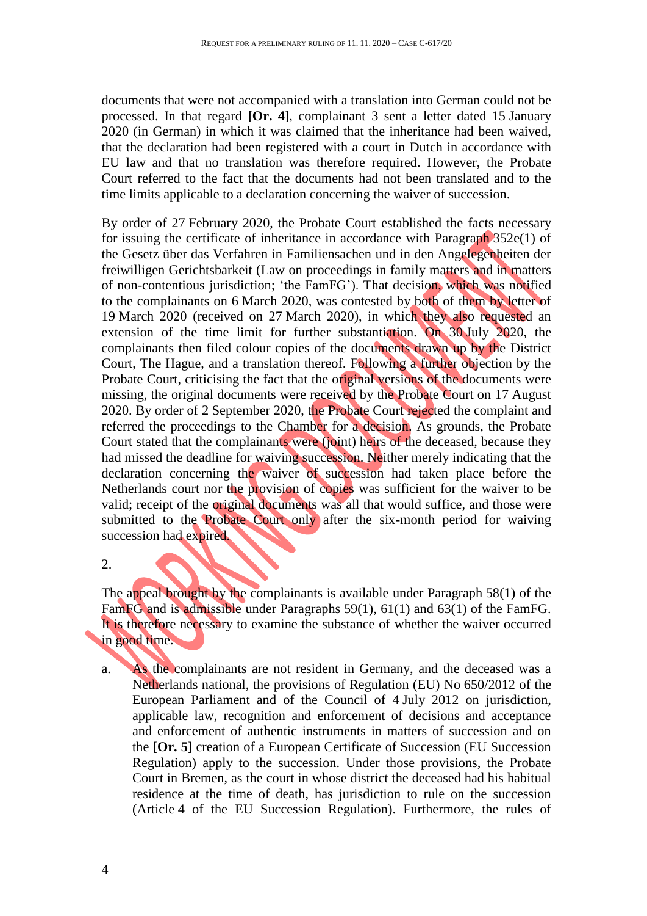documents that were not accompanied with a translation into German could not be processed. In that regard **[Or. 4]**, complainant 3 sent a letter dated 15 January 2020 (in German) in which it was claimed that the inheritance had been waived, that the declaration had been registered with a court in Dutch in accordance with EU law and that no translation was therefore required. However, the Probate Court referred to the fact that the documents had not been translated and to the time limits applicable to a declaration concerning the waiver of succession.

By order of 27 February 2020, the Probate Court established the facts necessary for issuing the certificate of inheritance in accordance with Paragraph 352e(1) of the Gesetz über das Verfahren in Familiensachen und in den Angelegenheiten der freiwilligen Gerichtsbarkeit (Law on proceedings in family matters and in matters of non-contentious jurisdiction; 'the FamFG'). That decision, which was notified to the complainants on 6 March 2020, was contested by both of them by letter of 19 March 2020 (received on 27 March 2020), in which they also requested an extension of the time limit for further substantiation. On 30 July 2020, the complainants then filed colour copies of the documents drawn up by the District Court, The Hague, and a translation thereof. Following a further objection by the Probate Court, criticising the fact that the original versions of the documents were missing, the original documents were received by the Probate Court on 17 August 2020. By order of 2 September 2020, the Probate Court rejected the complaint and referred the proceedings to the Chamber for a decision. As grounds, the Probate Court stated that the complainants were (joint) heirs of the deceased, because they had missed the deadline for waiving succession. Neither merely indicating that the declaration concerning the waiver of succession had taken place before the Netherlands court nor the provision of copies was sufficient for the waiver to be valid; receipt of the original documents was all that would suffice, and those were submitted to the Probate Court only after the six-month period for waiving succession had expired.

2.

The appeal brought by the complainants is available under Paragraph 58(1) of the FamFG and is admissible under Paragraphs 59(1), 61(1) and 63(1) of the FamFG. It is therefore necessary to examine the substance of whether the waiver occurred in good time.

a. As the complainants are not resident in Germany, and the deceased was a Netherlands national, the provisions of Regulation (EU) No 650/2012 of the European Parliament and of the Council of 4 July 2012 on jurisdiction, applicable law, recognition and enforcement of decisions and acceptance and enforcement of authentic instruments in matters of succession and on the **[Or. 5]** creation of a European Certificate of Succession (EU Succession Regulation) apply to the succession. Under those provisions, the Probate Court in Bremen, as the court in whose district the deceased had his habitual residence at the time of death, has jurisdiction to rule on the succession (Article 4 of the EU Succession Regulation). Furthermore, the rules of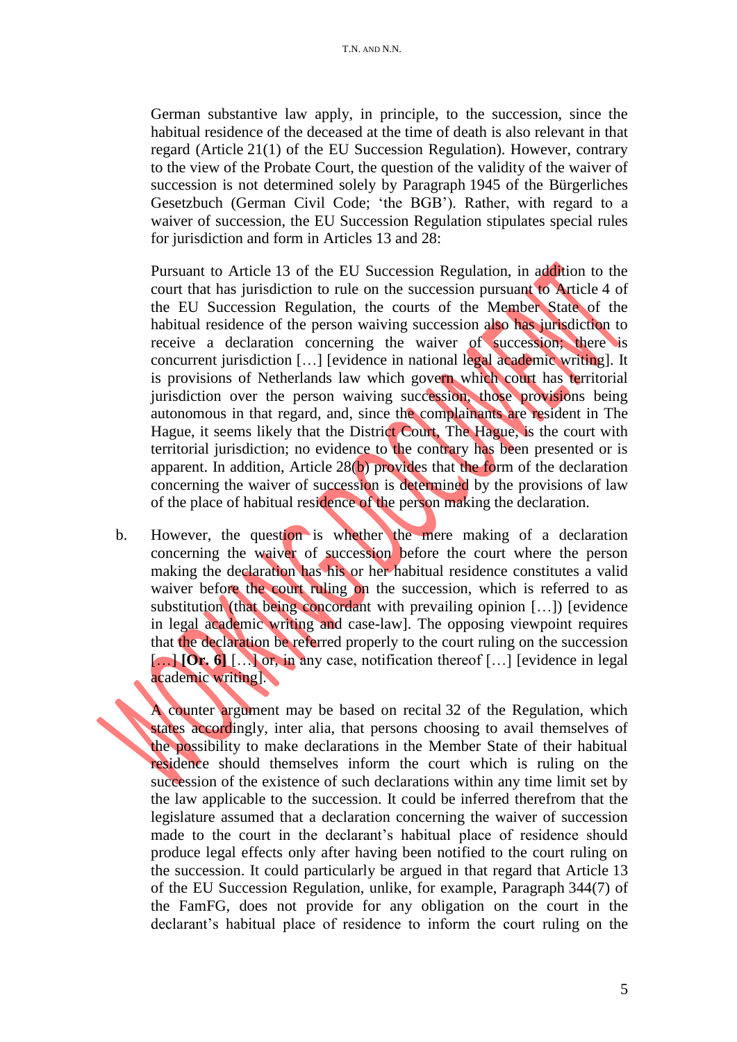German substantive law apply, in principle, to the succession, since the habitual residence of the deceased at the time of death is also relevant in that regard (Article 21(1) of the EU Succession Regulation). However, contrary to the view of the Probate Court, the question of the validity of the waiver of succession is not determined solely by Paragraph 1945 of the Bürgerliches Gesetzbuch (German Civil Code; 'the BGB'). Rather, with regard to a waiver of succession, the EU Succession Regulation stipulates special rules for jurisdiction and form in Articles 13 and 28:

Pursuant to Article 13 of the EU Succession Regulation, in addition to the court that has jurisdiction to rule on the succession pursuant to Article 4 of the EU Succession Regulation, the courts of the Member State of the habitual residence of the person waiving succession also has jurisdiction to receive a declaration concerning the waiver of succession; there is concurrent jurisdiction […] [evidence in national legal academic writing]. It is provisions of Netherlands law which govern which court has territorial jurisdiction over the person waiving succession, those provisions being autonomous in that regard, and, since the complainants are resident in The Hague, it seems likely that the District Court, The Hague, is the court with territorial jurisdiction; no evidence to the contrary has been presented or is apparent. In addition, Article 28(b) provides that the form of the declaration concerning the waiver of succession is determined by the provisions of law of the place of habitual residence of the person making the declaration.

b. However, the question is whether the mere making of a declaration concerning the waiver of succession before the court where the person making the declaration has his or her habitual residence constitutes a valid waiver before the court ruling on the succession, which is referred to as substitution (that being concordant with prevailing opinion […]) [evidence in legal academic writing and case-law]. The opposing viewpoint requires that the declaration be referred properly to the court ruling on the succession […] **[Or. 6]** […] or, in any case, notification thereof […] [evidence in legal academic writing].

A counter argument may be based on recital 32 of the Regulation, which states accordingly, inter alia, that persons choosing to avail themselves of the possibility to make declarations in the Member State of their habitual residence should themselves inform the court which is ruling on the succession of the existence of such declarations within any time limit set by the law applicable to the succession. It could be inferred therefrom that the legislature assumed that a declaration concerning the waiver of succession made to the court in the declarant's habitual place of residence should produce legal effects only after having been notified to the court ruling on the succession. It could particularly be argued in that regard that Article 13 of the EU Succession Regulation, unlike, for example, Paragraph 344(7) of the FamFG, does not provide for any obligation on the court in the declarant's habitual place of residence to inform the court ruling on the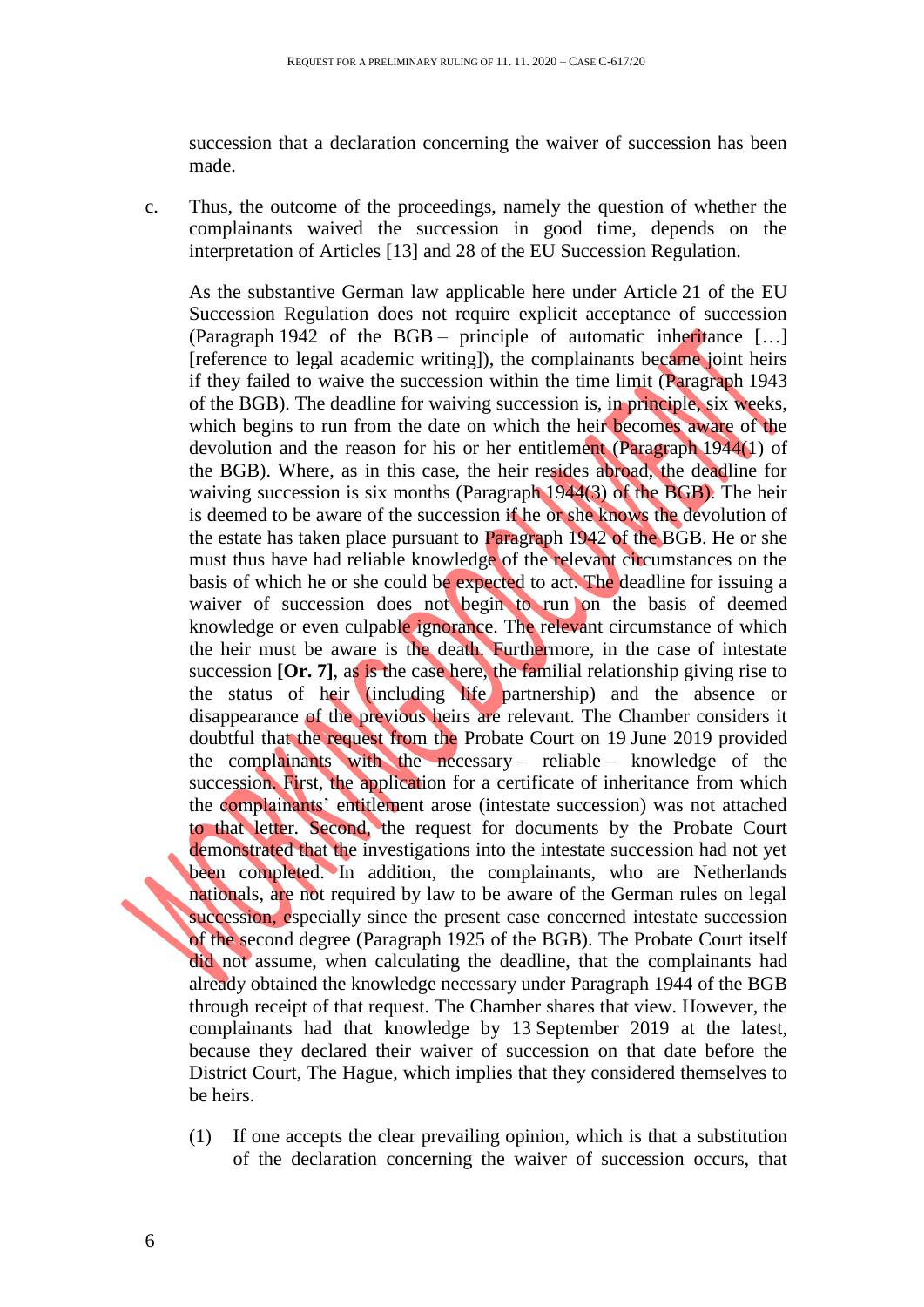succession that a declaration concerning the waiver of succession has been made.

c. Thus, the outcome of the proceedings, namely the question of whether the complainants waived the succession in good time, depends on the interpretation of Articles [13] and 28 of the EU Succession Regulation.

As the substantive German law applicable here under Article 21 of the EU Succession Regulation does not require explicit acceptance of succession (Paragraph 1942 of the BGB – principle of automatic inheritance […] [reference to legal academic writing]), the complainants became joint heirs if they failed to waive the succession within the time limit (Paragraph 1943 of the BGB). The deadline for waiving succession is, in principle, six weeks, which begins to run from the date on which the heir becomes aware of the devolution and the reason for his or her entitlement (Paragraph 1944(1) of the BGB). Where, as in this case, the heir resides abroad, the deadline for waiving succession is six months (Paragraph 1944(3) of the BGB). The heir is deemed to be aware of the succession if he or she knows the devolution of the estate has taken place pursuant to Paragraph 1942 of the BGB. He or she must thus have had reliable knowledge of the relevant circumstances on the basis of which he or she could be expected to act. The deadline for issuing a waiver of succession does not begin to run on the basis of deemed knowledge or even culpable ignorance. The relevant circumstance of which the heir must be aware is the death. Furthermore, in the case of intestate succession **[Or. 7]**, as is the case here, the familial relationship giving rise to the status of heir (including life partnership) and the absence or disappearance of the previous heirs are relevant. The Chamber considers it doubtful that the request from the Probate Court on 19 June 2019 provided the complainants with the necessary – reliable – knowledge of the succession. First, the application for a certificate of inheritance from which the complainants' entitlement arose (intestate succession) was not attached to that letter. Second, the request for documents by the Probate Court demonstrated that the investigations into the intestate succession had not yet been completed. In addition, the complainants, who are Netherlands nationals, are not required by law to be aware of the German rules on legal succession, especially since the present case concerned intestate succession of the second degree (Paragraph 1925 of the BGB). The Probate Court itself did not assume, when calculating the deadline, that the complainants had already obtained the knowledge necessary under Paragraph 1944 of the BGB through receipt of that request. The Chamber shares that view. However, the complainants had that knowledge by 13 September 2019 at the latest, because they declared their waiver of succession on that date before the District Court, The Hague, which implies that they considered themselves to be heirs.

(1) If one accepts the clear prevailing opinion, which is that a substitution of the declaration concerning the waiver of succession occurs, that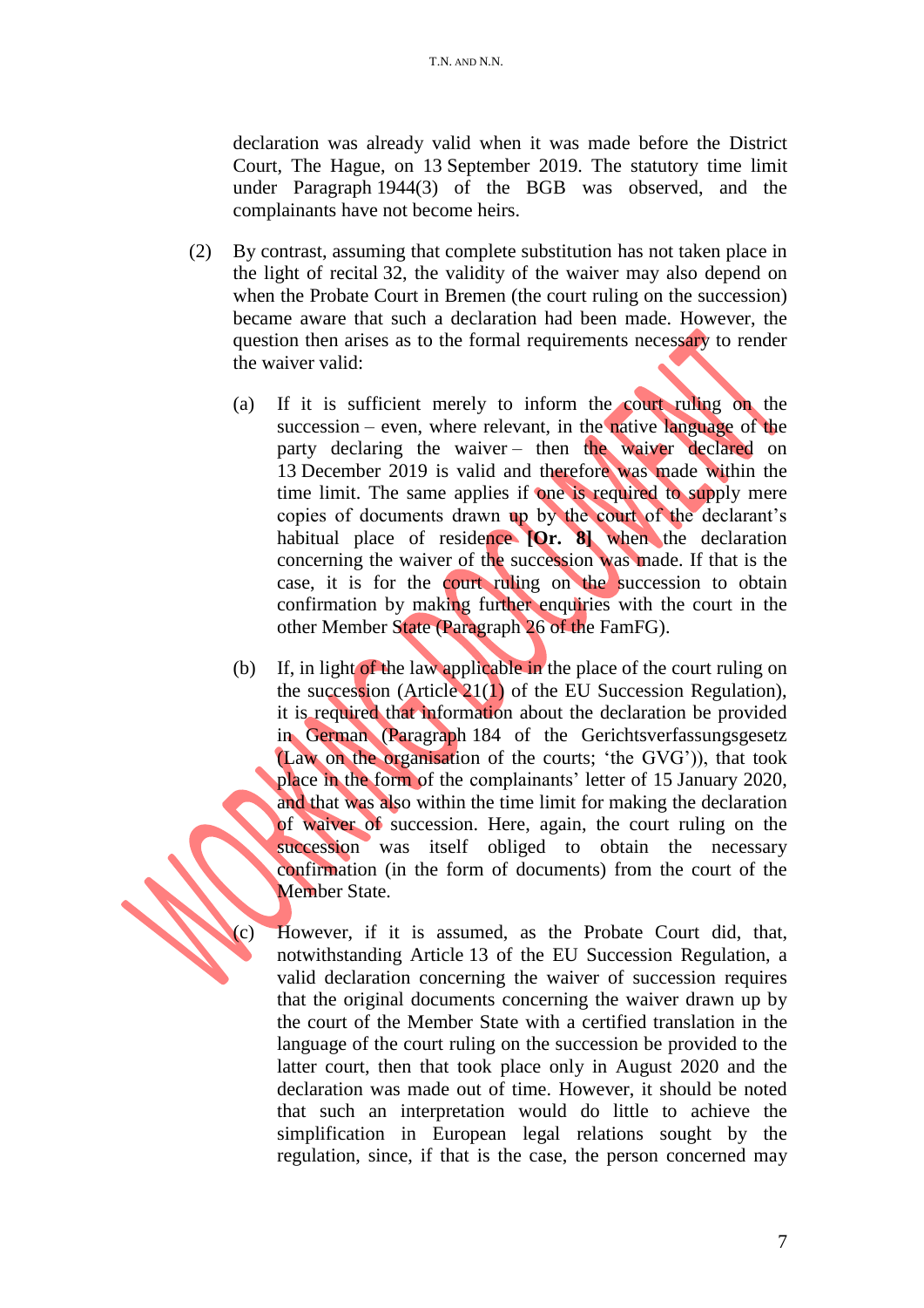declaration was already valid when it was made before the District Court, The Hague, on 13 September 2019. The statutory time limit under Paragraph 1944(3) of the BGB was observed, and the complainants have not become heirs.

(2) By contrast, assuming that complete substitution has not taken place in the light of recital 32, the validity of the waiver may also depend on when the Probate Court in Bremen (the court ruling on the succession) became aware that such a declaration had been made. However, the question then arises as to the formal requirements necessary to render the waiver valid:

(a) If it is sufficient merely to inform the court ruling on the succession – even, where relevant, in the native language of the party declaring the waiver – then the waiver declared on 13 December 2019 is valid and therefore was made within the time limit. The same applies if one is required to supply mere copies of documents drawn up by the court of the declarant's habitual place of residence **[Or. 8]** when the declaration concerning the waiver of the succession was made. If that is the case, it is for the court ruling on the succession to obtain confirmation by making further enquiries with the court in the other Member State (Paragraph 26 of the FamFG).

(b) If, in light of the law applicable in the place of the court ruling on the succession (Article 21(1) of the EU Succession Regulation), it is required that information about the declaration be provided in German (Paragraph 184 of the Gerichtsverfassungsgesetz (Law on the organisation of the courts; 'the GVG')), that took place in the form of the complainants' letter of 15 January 2020, and that was also within the time limit for making the declaration of waiver of succession. Here, again, the court ruling on the succession was itself obliged to obtain the necessary confirmation (in the form of documents) from the court of the Member State.

(c) However, if it is assumed, as the Probate Court did, that, notwithstanding Article 13 of the EU Succession Regulation, a valid declaration concerning the waiver of succession requires that the original documents concerning the waiver drawn up by the court of the Member State with a certified translation in the language of the court ruling on the succession be provided to the latter court, then that took place only in August 2020 and the declaration was made out of time. However, it should be noted that such an interpretation would do little to achieve the simplification in European legal relations sought by the regulation, since, if that is the case, the person concerned may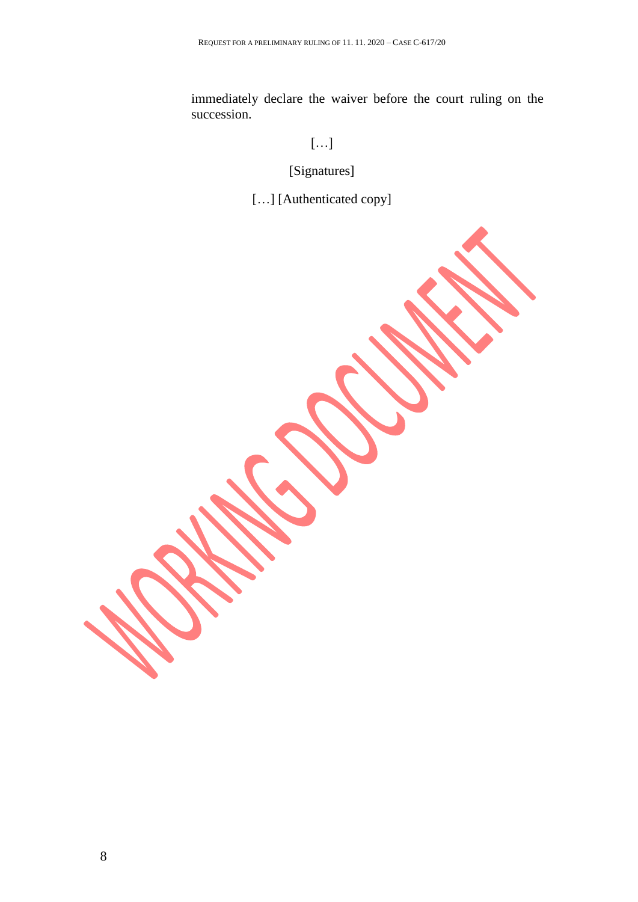immediately declare the waiver before the court ruling on the succession.

[…]

[Signatures]

[…] [Authenticated copy]